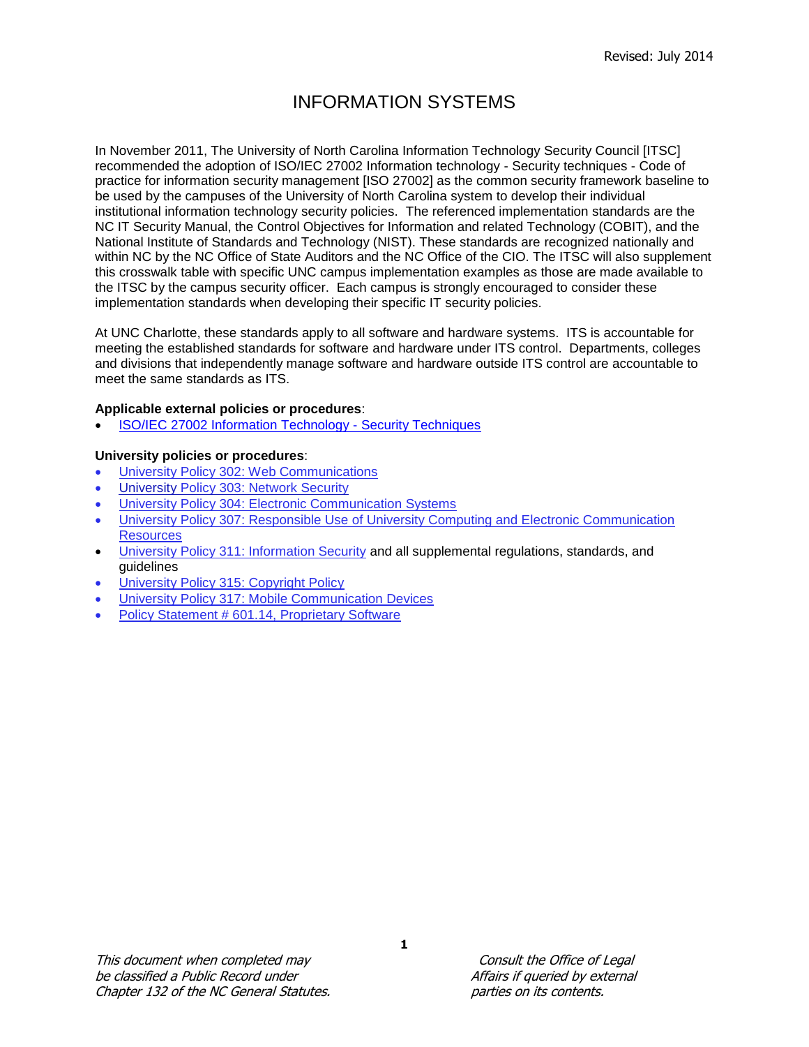Revised: July 2014

# INFORMATION SYSTEMS

In November 2011, The University of North Carolina Information Technology Security Council [ITSC] recommended the adoption of ISO/IEC 27002 Information technology - Security techniques - Code of practice for information security management [ISO 27002] as the common security framework baseline to be used by the campuses of the University of North Carolina system to develop their individual institutional information technology security policies. The referenced implementation standards are the NC IT Security Manual, the Control Objectives for Information and related Technology (COBIT), and the National Institute of Standards and Technology (NIST). These standards are recognized nationally and within NC by the NC Office of State Auditors and the NC Office of the CIO. The ITSC will also supplement this crosswalk table with specific UNC campus implementation examples as those are made available to the ITSC by the campus security officer. Each campus is strongly encouraged to consider these implementation standards when developing their specific IT security policies.

At UNC Charlotte, these standards apply to all software and hardware systems. ITS is accountable for meeting the established standards for software and hardware under ITS control. Departments, colleges and divisions that independently manage software and hardware outside ITS control are accountable to meet the same standards as ITS.

**Applicable external policies or procedures**:

- ISO/IEC 27002 Information Technology - Security Techniques

**University policies or procedures**:

- University Policy 302: Web Communications
- University Policy 303: Network Security
- University Policy 304: Electronic Communication Systems
- University Policy 307: Responsible Use of University Computing and Electronic Communication Resources
- University Policy 311: Information Security and all supplemental regulations, standards, and guidelines
- University Policy 315: Copyright Policy
- University Policy 317: Mobile Communication Devices
- Policy Statement # 601.14, Proprietary Software

*This document when completed may be classified a Public Record under Chapter 132 of the NC General Statutes.*

*Consult the Office of Legal Affairs if queried by external parties on its contents.*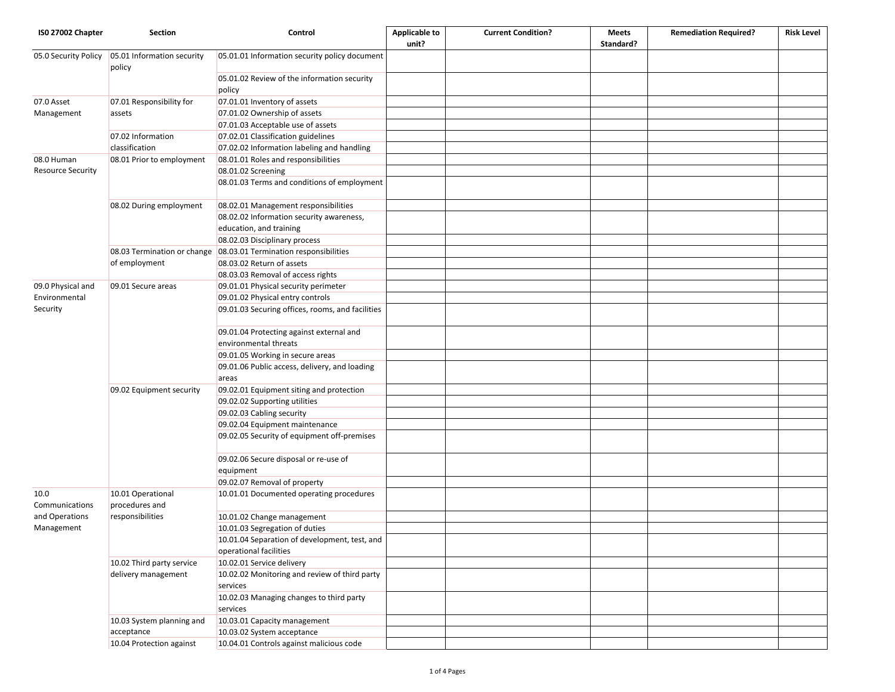| ISO 27002 Chapter | Section | Control | Applicable to unit? | Current Condition? | Meets Standard? | Remediation Required? | Risk Level |
|---|---|---|---|---|---|---|---|
| 05.0 Security Policy | 05.01 Information security policy | 05.01.01 Information security policy document | | | | | |
| | | 05.01.02 Review of the information security policy | | | | | |
| 07.0 Asset Management | 07.01 Responsibility for assets | 07.01.01 Inventory of assets | | | | | |
| | | 07.01.02 Ownership of assets | | | | | |
| | | 07.01.03 Acceptable use of assets | | | | | |
| | 07.02 Information classification | 07.02.01 Classification guidelines | | | | | |
| | | 07.02.02 Information labeling and handling | | | | | |
| 08.0 Human Resource Security | 08.01 Prior to employment | 08.01.01 Roles and responsibilities | | | | | |
| | | 08.01.02 Screening | | | | | |
| | | 08.01.03 Terms and conditions of employment | | | | | |
| | 08.02 During employment | 08.02.01 Management responsibilities | | | | | |
| | | 08.02.02 Information security awareness, education, and training | | | | | |
| | | 08.02.03 Disciplinary process | | | | | |
| | 08.03 Termination or change of employment | 08.03.01 Termination responsibilities | | | | | |
| | | 08.03.02 Return of assets | | | | | |
| | | 08.03.03 Removal of access rights | | | | | |
| 09.0 Physical and Environmental Security | 09.01 Secure areas | 09.01.01 Physical security perimeter | | | | | |
| | | 09.01.02 Physical entry controls | | | | | |
| | | 09.01.03 Securing offices, rooms, and facilities | | | | | |
| | | 09.01.04 Protecting against external and environmental threats | | | | | |
| | | 09.01.05 Working in secure areas | | | | | |
| | | 09.01.06 Public access, delivery, and loading areas | | | | | |
| | 09.02 Equipment security | 09.02.01 Equipment siting and protection | | | | | |
| | | 09.02.02 Supporting utilities | | | | | |
| | | 09.02.03 Cabling security | | | | | |
| | | 09.02.04 Equipment maintenance | | | | | |
| | | 09.02.05 Security of equipment off-premises | | | | | |
| | | 09.02.06 Secure disposal or re-use of equipment | | | | | |
| | | 09.02.07 Removal of property | | | | | |
| 10.0 Communications and Operations Management | 10.01 Operational procedures and responsibilities | 10.01.01 Documented operating procedures | | | | | |
| | | 10.01.02 Change management | | | | | |
| | | 10.01.03 Segregation of duties | | | | | |
| | | 10.01.04 Separation of development, test, and operational facilities | | | | | |
| | 10.02 Third party service delivery management | 10.02.01 Service delivery | | | | | |
| | | 10.02.02 Monitoring and review of third party services | | | | | |
| | | 10.02.03 Managing changes to third party services | | | | | |
| | 10.03 System planning and acceptance | 10.03.01 Capacity management | | | | | |
| | | 10.03.02 System acceptance | | | | | |
| | 10.04 Protection against | 10.04.01 Controls against malicious code | | | | | |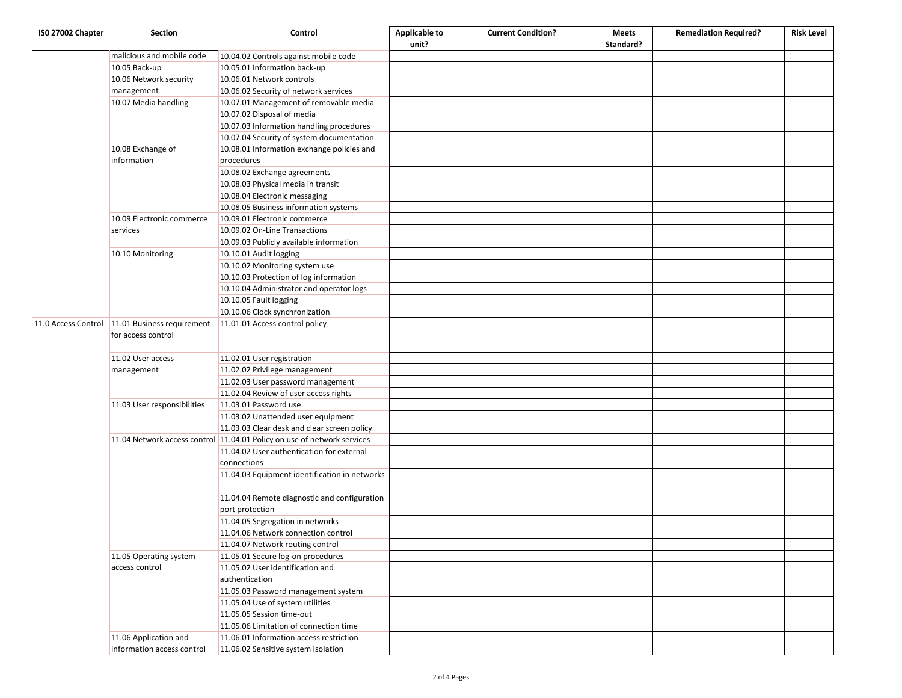| ISO 27002 Chapter | Section | Control | Applicable to unit? | Current Condition? | Meets Standard? | Remediation Required? | Risk Level |
|---|---|---|---|---|---|---|---|
| | malicious and mobile code | 10.04.02 Controls against mobile code | | | | | |
| | 10.05 Back-up | 10.05.01 Information back-up | | | | | |
| | 10.06 Network security management | 10.06.01 Network controls | | | | | |
| | | 10.06.02 Security of network services | | | | | |
| | 10.07 Media handling | 10.07.01 Management of removable media | | | | | |
| | | 10.07.02 Disposal of media | | | | | |
| | | 10.07.03 Information handling procedures | | | | | |
| | | 10.07.04 Security of system documentation | | | | | |
| | 10.08 Exchange of information | 10.08.01 Information exchange policies and procedures | | | | | |
| | | 10.08.02 Exchange agreements | | | | | |
| | | 10.08.03 Physical media in transit | | | | | |
| | | 10.08.04 Electronic messaging | | | | | |
| | | 10.08.05 Business information systems | | | | | |
| | 10.09 Electronic commerce services | 10.09.01 Electronic commerce | | | | | |
| | | 10.09.02 On-Line Transactions | | | | | |
| | | 10.09.03 Publicly available information | | | | | |
| | 10.10 Monitoring | 10.10.01 Audit logging | | | | | |
| | | 10.10.02 Monitoring system use | | | | | |
| | | 10.10.03 Protection of log information | | | | | |
| | | 10.10.04 Administrator and operator logs | | | | | |
| | | 10.10.05 Fault logging | | | | | |
| | | 10.10.06 Clock synchronization | | | | | |
| 11.0 Access Control | 11.01 Business requirement for access control | 11.01.01 Access control policy | | | | | |
| | 11.02 User access management | 11.02.01 User registration | | | | | |
| | | 11.02.02 Privilege management | | | | | |
| | | 11.02.03 User password management | | | | | |
| | | 11.02.04 Review of user access rights | | | | | |
| | 11.03 User responsibilities | 11.03.01 Password use | | | | | |
| | | 11.03.02 Unattended user equipment | | | | | |
| | | 11.03.03 Clear desk and clear screen policy | | | | | |
| | 11.04 Network access control | 11.04.01 Policy on use of network services | | | | | |
| | | 11.04.02 User authentication for external connections | | | | | |
| | | 11.04.03 Equipment identification in networks | | | | | |
| | | 11.04.04 Remote diagnostic and configuration port protection | | | | | |
| | | 11.04.05 Segregation in networks | | | | | |
| | | 11.04.06 Network connection control | | | | | |
| | | 11.04.07 Network routing control | | | | | |
| | 11.05 Operating system access control | 11.05.01 Secure log-on procedures | | | | | |
| | | 11.05.02 User identification and authentication | | | | | |
| | | 11.05.03 Password management system | | | | | |
| | | 11.05.04 Use of system utilities | | | | | |
| | | 11.05.05 Session time-out | | | | | |
| | | 11.05.06 Limitation of connection time | | | | | |
| | 11.06 Application and information access control | 11.06.01 Information access restriction | | | | | |
| | | 11.06.02 Sensitive system isolation | | | | | |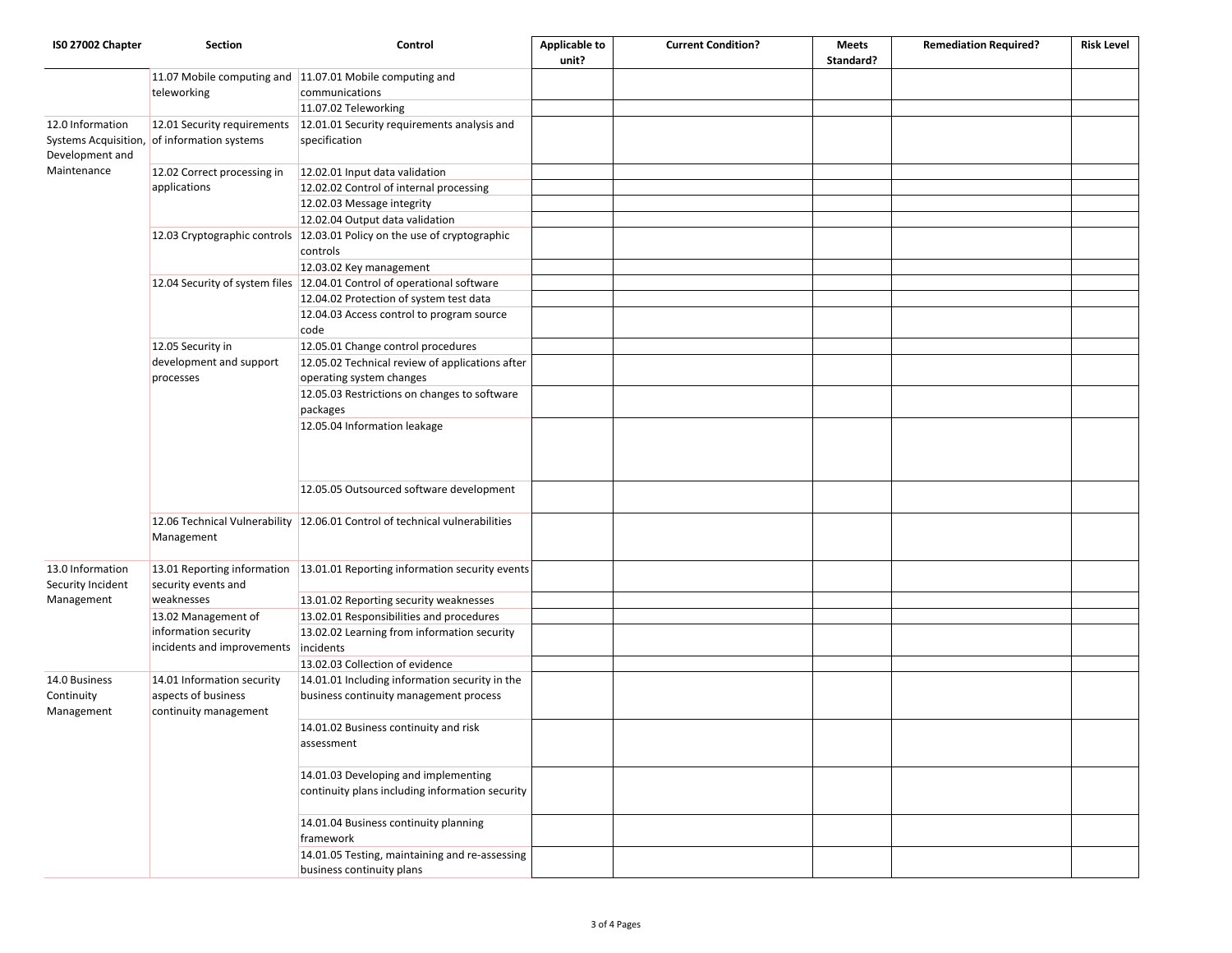| ISO 27002 Chapter | Section | Control | Applicable to unit? | Current Condition? | Meets Standard? | Remediation Required? | Risk Level |
|---|---|---|---|---|---|---|---|
| | 11.07 Mobile computing and teleworking | 11.07.01 Mobile computing and communications | | | | | |
| | | 11.07.02 Teleworking | | | | | |
| 12.0 Information Systems Acquisition, Development and Maintenance | 12.01 Security requirements of information systems | 12.01.01 Security requirements analysis and specification | | | | | |
| | 12.02 Correct processing in applications | 12.02.01 Input data validation | | | | | |
| | | 12.02.02 Control of internal processing | | | | | |
| | | 12.02.03 Message integrity | | | | | |
| | | 12.02.04 Output data validation | | | | | |
| | 12.03 Cryptographic controls | 12.03.01 Policy on the use of cryptographic controls | | | | | |
| | | 12.03.02 Key management | | | | | |
| | 12.04 Security of system files | 12.04.01 Control of operational software | | | | | |
| | | 12.04.02 Protection of system test data | | | | | |
| | | 12.04.03 Access control to program source code | | | | | |
| | 12.05 Security in development and support processes | 12.05.01 Change control procedures | | | | | |
| | | 12.05.02 Technical review of applications after operating system changes | | | | | |
| | | 12.05.03 Restrictions on changes to software packages | | | | | |
| | | 12.05.04 Information leakage | | | | | |
| | | 12.05.05 Outsourced software development | | | | | |
| | 12.06 Technical Vulnerability Management | 12.06.01 Control of technical vulnerabilities | | | | | |
| 13.0 Information Security Incident Management | 13.01 Reporting information security events and weaknesses | 13.01.01 Reporting information security events | | | | | |
| | | 13.01.02 Reporting security weaknesses | | | | | |
| | 13.02 Management of information security incidents and improvements | 13.02.01 Responsibilities and procedures | | | | | |
| | | 13.02.02 Learning from information security incidents | | | | | |
| | | 13.02.03 Collection of evidence | | | | | |
| 14.0 Business Continuity Management | 14.01 Information security aspects of business continuity management | 14.01.01 Including information security in the business continuity management process | | | | | |
| | | 14.01.02 Business continuity and risk assessment | | | | | |
| | | 14.01.03 Developing and implementing continuity plans including information security | | | | | |
| | | 14.01.04 Business continuity planning framework | | | | | |
| | | 14.01.05 Testing, maintaining and re-assessing business continuity plans | | | | | |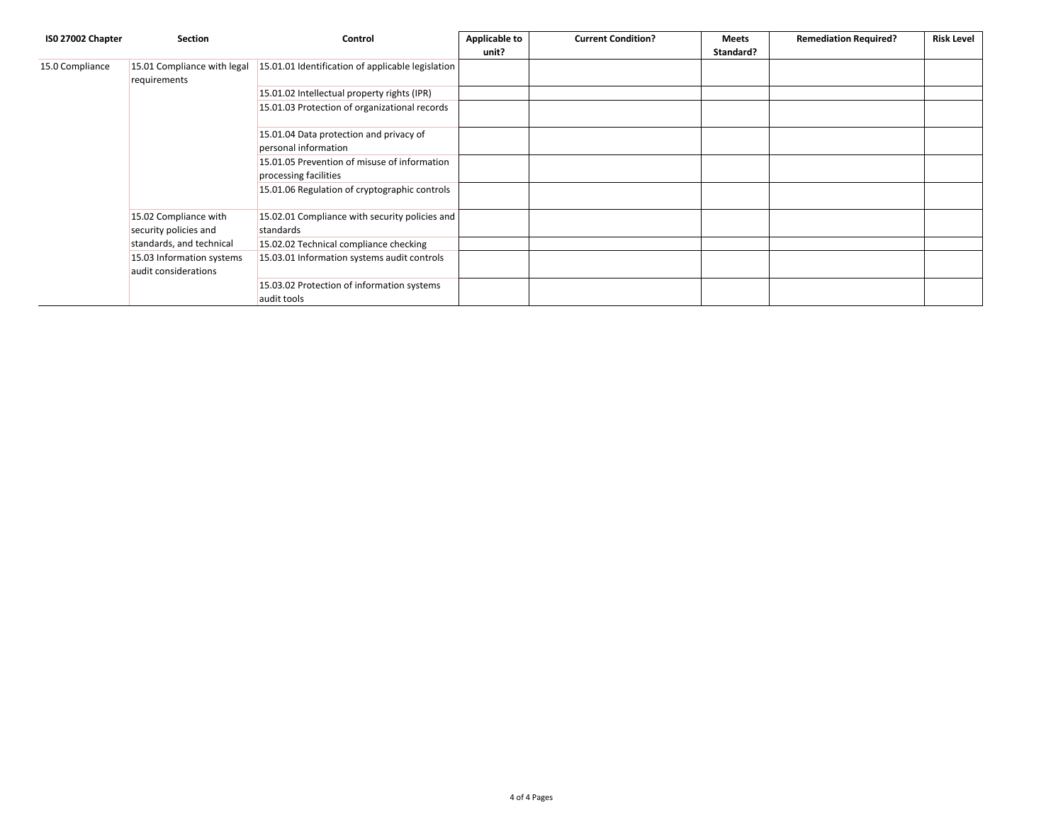| IS0 27002 Chapter | Section | Control | Applicable to unit? | Current Condition? | Meets Standard? | Remediation Required? | Risk Level |
|---|---|---|---|---|---|---|---|
| 15.0 Compliance | 15.01 Compliance with legal requirements | 15.01.01 Identification of applicable legislation | | | | | |
| | | 15.01.02 Intellectual property rights (IPR) | | | | | |
| | | 15.01.03 Protection of organizational records | | | | | |
| | | 15.01.04 Data protection and privacy of personal information | | | | | |
| | | 15.01.05 Prevention of misuse of information processing facilities | | | | | |
| | | 15.01.06 Regulation of cryptographic controls | | | | | |
| | 15.02 Compliance with security policies and standards, and technical | 15.02.01 Compliance with security policies and standards | | | | | |
| | | 15.02.02 Technical compliance checking | | | | | |
| | 15.03 Information systems audit considerations | 15.03.01 Information systems audit controls | | | | | |
| | | 15.03.02 Protection of information systems audit tools | | | | | |